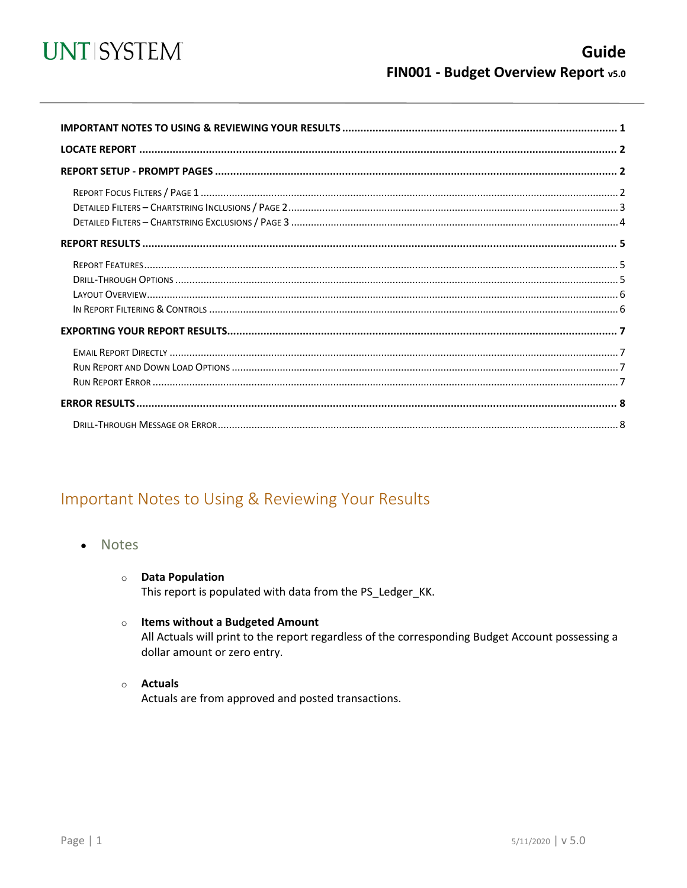# Guide
## FIN001 - Budget Overview Report v5.0

**IMPORTANT NOTES TO USING & REVIEWING YOUR RESULTS** .......... 1

**LOCATE REPORT** .......... 2

**REPORT SETUP - PROMPT PAGES** .......... 2

- Report Focus Filters / Page 1 .......... 2
- Detailed Filters – Chartstring Inclusions / Page 2 .......... 3
- Detailed Filters – Chartstring Exclusions / Page 3 .......... 4

**REPORT RESULTS** .......... 5

- Report Features .......... 5
- Drill-Through Options .......... 5
- Layout Overview .......... 6
- In Report Filtering & Controls .......... 6

**EXPORTING YOUR REPORT RESULTS** .......... 7

- Email Report Directly .......... 7
- Run Report and Down Load Options .......... 7
- Run Report Error .......... 7

**ERROR RESULTS** .......... 8

- Drill-Through Message or Error .......... 8

## Important Notes to Using & Reviewing Your Results

- Notes
  - **Data Population**
    This report is populated with data from the PS_Ledger_KK.
  - **Items without a Budgeted Amount**
    All Actuals will print to the report regardless of the corresponding Budget Account possessing a dollar amount or zero entry.
  - **Actuals**
    Actuals are from approved and posted transactions.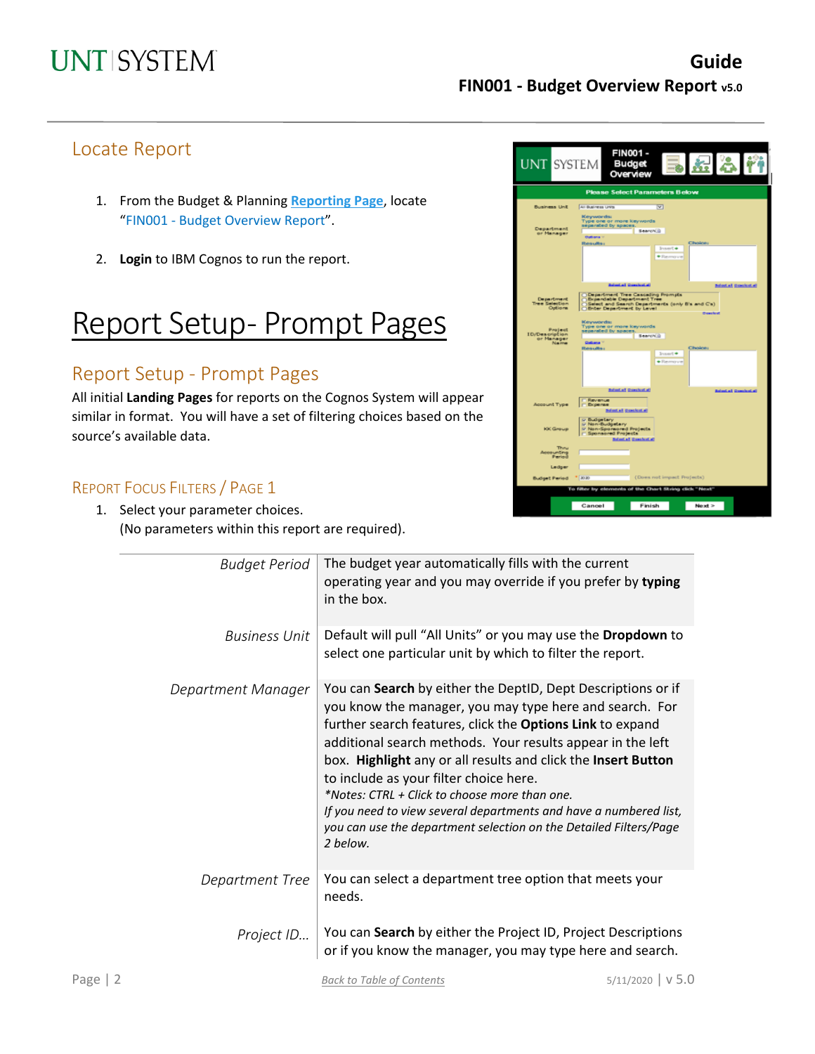## Locate Report

1. From the Budget & Planning **Reporting Page**, locate "FIN001 - Budget Overview Report".

2. **Login** to IBM Cognos to run the report.

# Report Setup- Prompt Pages

## Report Setup - Prompt Pages

All initial **Landing Pages** for reports on the Cognos System will appear similar in format. You will have a set of filtering choices based on the source's available data.

### REPORT FOCUS FILTERS / PAGE 1

1. Select your parameter choices.
   (No parameters within this report are required).

| | |
|---|---|
| *Budget Period* | The budget year automatically fills with the current operating year and you may override if you prefer by **typing** in the box. |
| *Business Unit* | Default will pull "All Units" or you may use the **Dropdown** to select one particular unit by which to filter the report. |
| *Department Manager* | You can **Search** by either the DeptID, Dept Descriptions or if you know the manager, you may type here and search. For further search features, click the **Options Link** to expand additional search methods. Your results appear in the left box. **Highlight** any or all results and click the **Insert Button** to include as your filter choice here. *\*Notes: CTRL + Click to choose more than one. If you need to view several departments and have a numbered list, you can use the department selection on the Detailed Filters/Page 2 below.* |
| *Department Tree* | You can select a department tree option that meets your needs. |
| *Project ID...* | You can **Search** by either the Project ID, Project Descriptions or if you know the manager, you may type here and search. |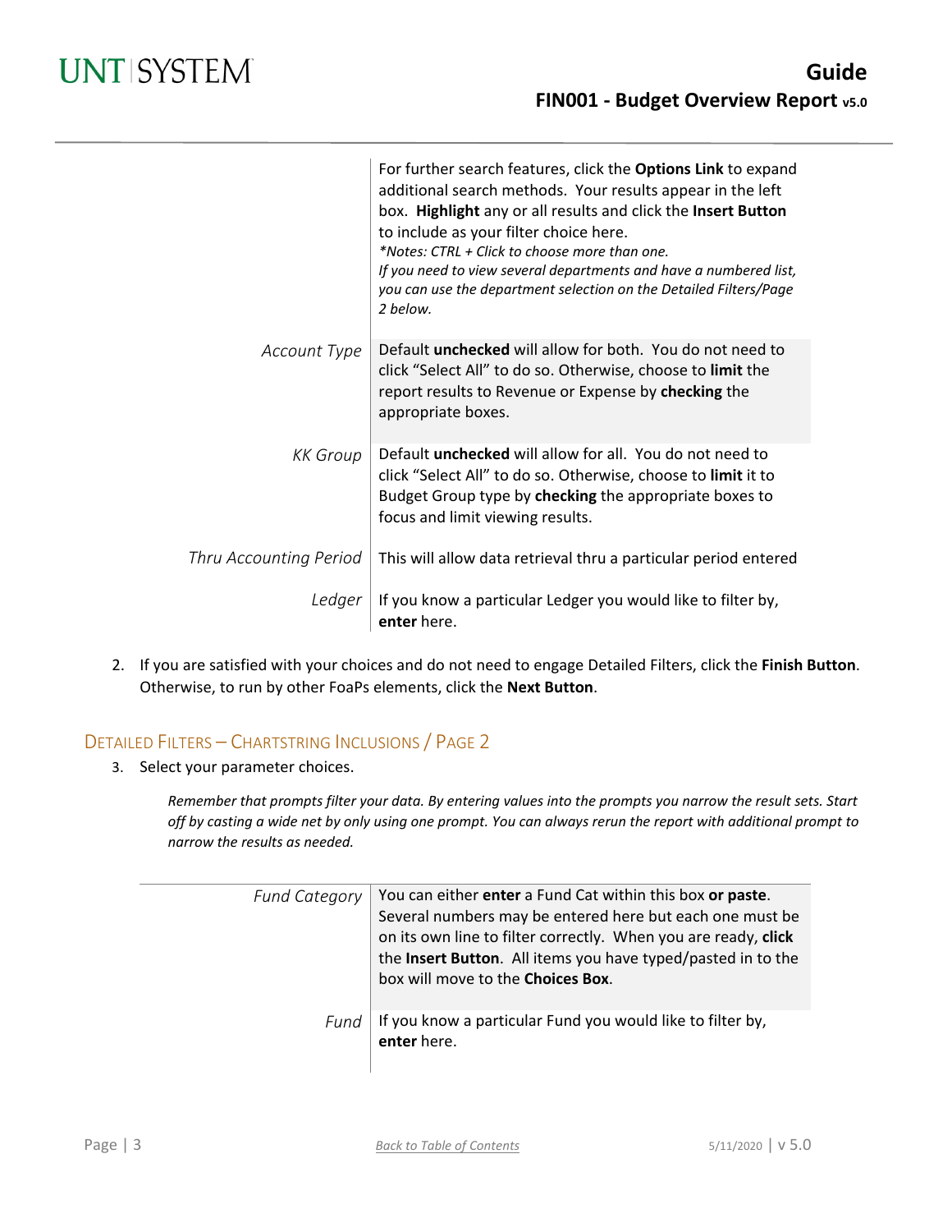| | |
|---|---|
| | For further search features, click the **Options Link** to expand additional search methods. Your results appear in the left box. **Highlight** any or all results and click the **Insert Button** to include as your filter choice here. *\*Notes: CTRL + Click to choose more than one. If you need to view several departments and have a numbered list, you can use the department selection on the Detailed Filters/Page 2 below.* |
| *Account Type* | Default **unchecked** will allow for both. You do not need to click "Select All" to do so. Otherwise, choose to **limit** the report results to Revenue or Expense by **checking** the appropriate boxes. |
| *KK Group* | Default **unchecked** will allow for all. You do not need to click "Select All" to do so. Otherwise, choose to **limit** it to Budget Group type by **checking** the appropriate boxes to focus and limit viewing results. |
| *Thru Accounting Period* | This will allow data retrieval thru a particular period entered |
| *Ledger* | If you know a particular Ledger you would like to filter by, **enter** here. |

2. If you are satisfied with your choices and do not need to engage Detailed Filters, click the **Finish Button**. Otherwise, to run by other FoaPs elements, click the **Next Button**.

## Detailed Filters – Chartstring Inclusions / Page 2

3. Select your parameter choices.

   *Remember that prompts filter your data. By entering values into the prompts you narrow the result sets. Start off by casting a wide net by only using one prompt. You can always rerun the report with additional prompt to narrow the results as needed.*

| | |
|---|---|
| *Fund Category* | You can either **enter** a Fund Cat within this box **or paste**. Several numbers may be entered here but each one must be on its own line to filter correctly. When you are ready, **click** the **Insert Button**. All items you have typed/pasted in to the box will move to the **Choices Box**. |
| *Fund* | If you know a particular Fund you would like to filter by, **enter** here. |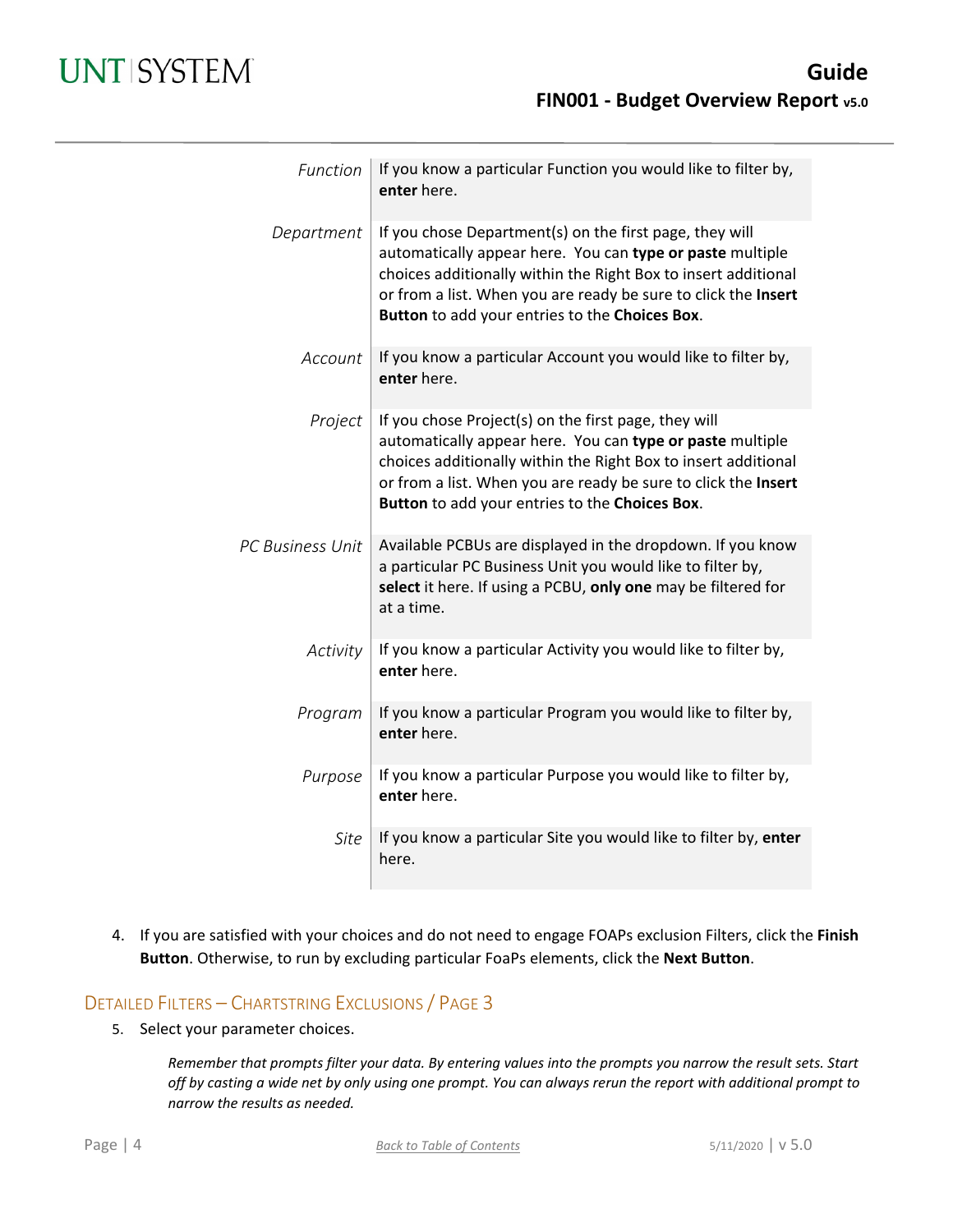| | |
|---|---|
| *Function* | If you know a particular Function you would like to filter by, **enter** here. |
| *Department* | If you chose Department(s) on the first page, they will automatically appear here. You can **type or paste** multiple choices additionally within the Right Box to insert additional or from a list. When you are ready be sure to click the **Insert Button** to add your entries to the **Choices Box**. |
| *Account* | If you know a particular Account you would like to filter by, **enter** here. |
| *Project* | If you chose Project(s) on the first page, they will automatically appear here. You can **type or paste** multiple choices additionally within the Right Box to insert additional or from a list. When you are ready be sure to click the **Insert Button** to add your entries to the **Choices Box**. |
| *PC Business Unit* | Available PCBUs are displayed in the dropdown. If you know a particular PC Business Unit you would like to filter by, **select** it here. If using a PCBU, **only one** may be filtered for at a time. |
| *Activity* | If you know a particular Activity you would like to filter by, **enter** here. |
| *Program* | If you know a particular Program you would like to filter by, **enter** here. |
| *Purpose* | If you know a particular Purpose you would like to filter by, **enter** here. |
| *Site* | If you know a particular Site you would like to filter by, **enter** here. |

4. If you are satisfied with your choices and do not need to engage FOAPs exclusion Filters, click the **Finish Button**. Otherwise, to run by excluding particular FoaPs elements, click the **Next Button**.

## Detailed Filters – Chartstring Exclusions / Page 3

5. Select your parameter choices.

   *Remember that prompts filter your data. By entering values into the prompts you narrow the result sets. Start off by casting a wide net by only using one prompt. You can always rerun the report with additional prompt to narrow the results as needed.*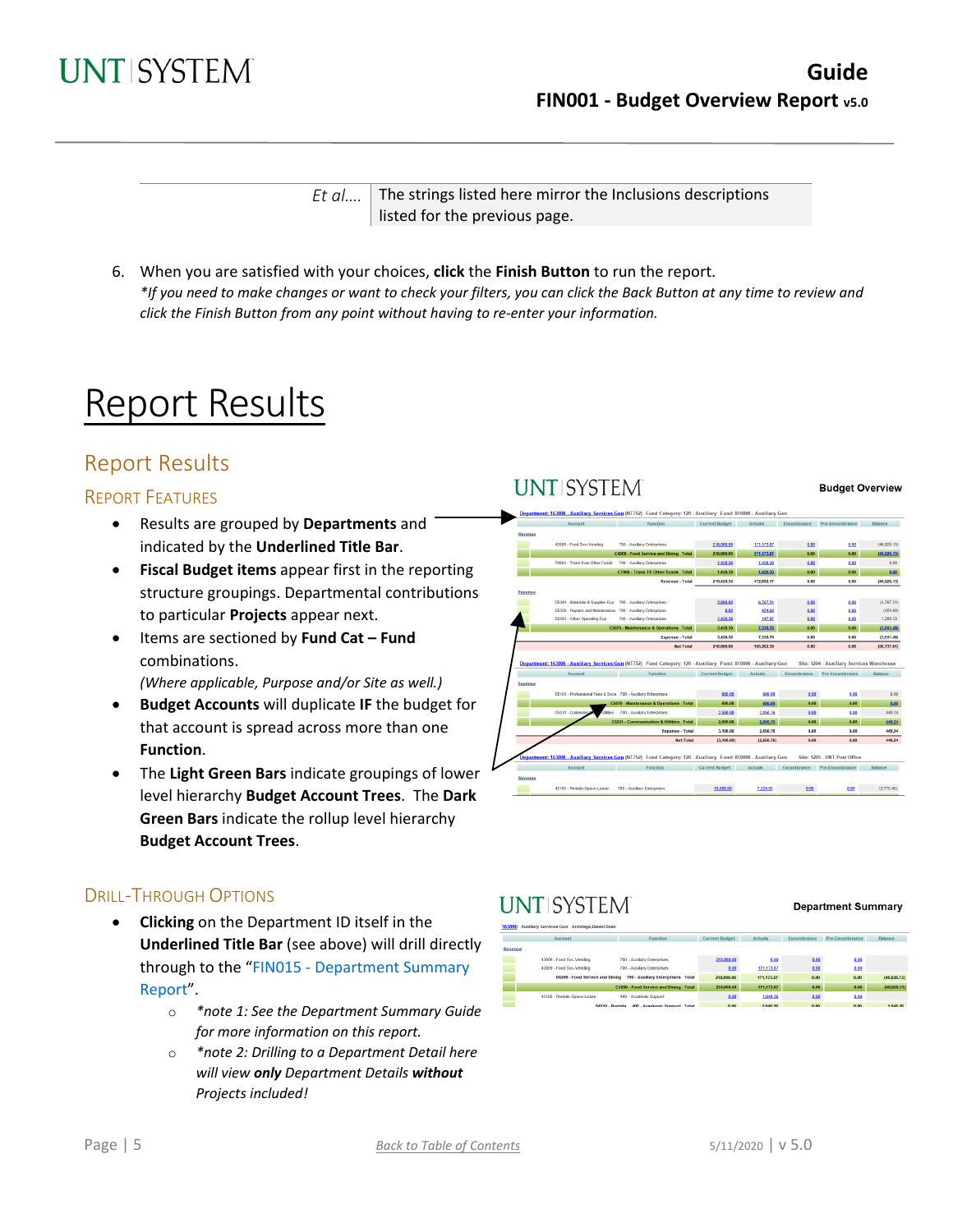| Et al.... | The strings listed here mirror the Inclusions descriptions listed for the previous page. |
|---|---|

6. When you are satisfied with your choices, **click** the **Finish Button** to run the report.
   *\*If you need to make changes or want to check your filters, you can click the Back Button at any time to review and click the Finish Button from any point without having to re-enter your information.*

# Report Results

## Report Results

### Report Features

- Results are grouped by **Departments** and indicated by the **Underlined Title Bar**.
- **Fiscal Budget items** appear first in the reporting structure groupings. Departmental contributions to particular **Projects** appear next.
- Items are sectioned by **Fund Cat – Fund** combinations.
  *(Where applicable, Purpose and/or Site as well.)*
- **Budget Accounts** will duplicate **IF** the budget for that account is spread across more than one **Function**.
- The **Light Green Bars** indicate groupings of lower level hierarchy **Budget Account Trees**. The **Dark Green Bars** indicate the rollup level hierarchy **Budget Account Trees**.

### Drill-Through Options

- **Clicking** on the Department ID itself in the **Underlined Title Bar** (see above) will drill directly through to the "FIN015 - Department Summary Report".
  - *\*note 1: See the Department Summary Guide for more information on this report.*
  - *\*note 2: Drilling to a Department Detail here will view **only** Department Details **without** Projects included!*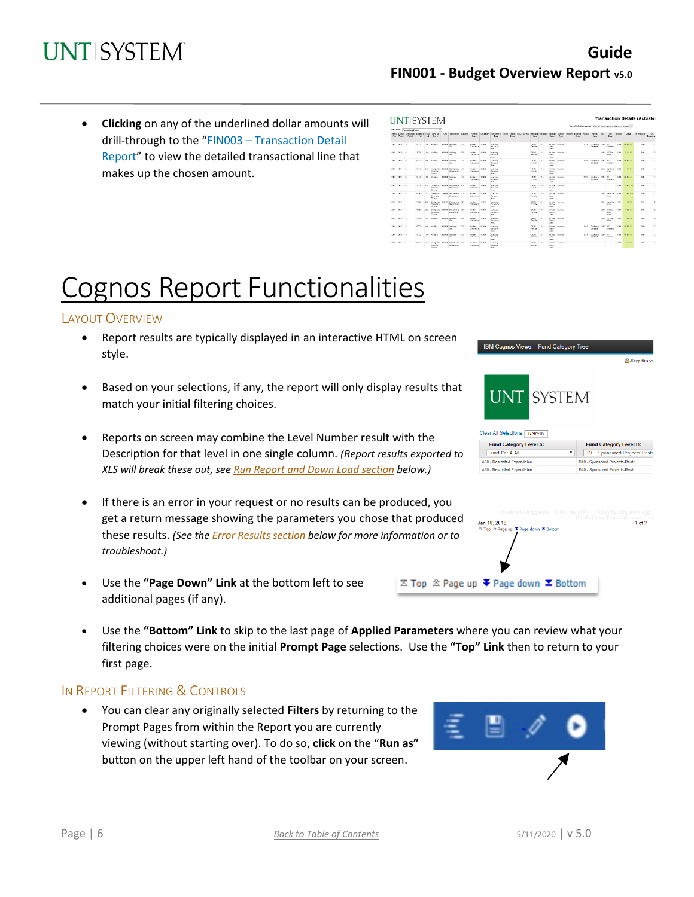- **Clicking** on any of the underlined dollar amounts will drill-through to the "FIN003 – Transaction Detail Report" to view the detailed transactional line that makes up the chosen amount.

# Cognos Report Functionalities

## Layout Overview

- Report results are typically displayed in an interactive HTML on screen style.
- Based on your selections, if any, the report will only display results that match your initial filtering choices.
- Reports on screen may combine the Level Number result with the Description for that level in one single column. *(Report results exported to XLS will break these out, see Run Report and Down Load section below.)*
- If there is an error in your request or no results can be produced, you get a return message showing the parameters you chose that produced these results. *(See the Error Results section below for more information or to troubleshoot.)*
- Use the **"Page Down" Link** at the bottom left to see additional pages (if any).
- Use the **"Bottom" Link** to skip to the last page of **Applied Parameters** where you can review what your filtering choices were on the initial **Prompt Page** selections. Use the **"Top" Link** then to return to your first page.

## In Report Filtering & Controls

- You can clear any originally selected **Filters** by returning to the Prompt Pages from within the Report you are currently viewing (without starting over). To do so, **click** on the "**Run as**" button on the upper left hand of the toolbar on your screen.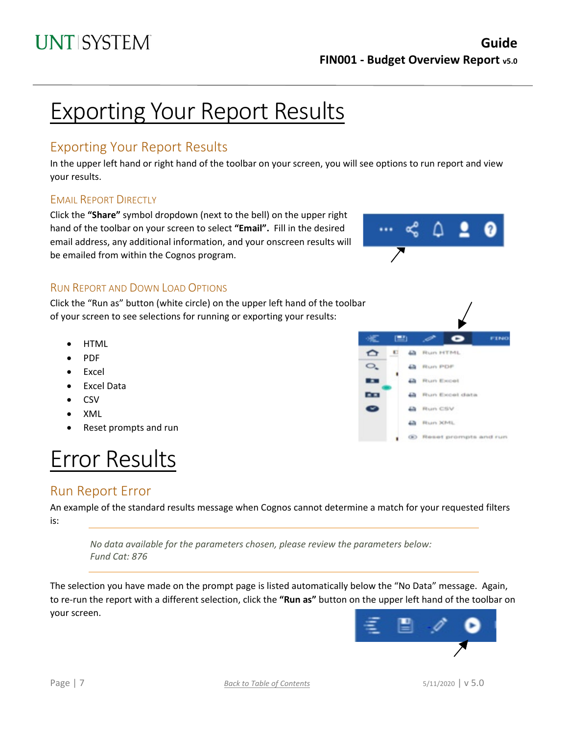# Exporting Your Report Results

## Exporting Your Report Results

In the upper left hand or right hand of the toolbar on your screen, you will see options to run report and view your results.

### Email Report Directly

Click the **"Share"** symbol dropdown (next to the bell) on the upper right hand of the toolbar on your screen to select **"Email".** Fill in the desired email address, any additional information, and your onscreen results will be emailed from within the Cognos program.

### Run Report and Down Load Options

Click the "Run as" button (white circle) on the upper left hand of the toolbar of your screen to see selections for running or exporting your results:

- HTML
- PDF
- Excel
- Excel Data
- CSV
- XML
- Reset prompts and run

# Error Results

## Run Report Error

An example of the standard results message when Cognos cannot determine a match for your requested filters is:

---

*No data available for the parameters chosen, please review the parameters below:*
*Fund Cat: 876*

---

The selection you have made on the prompt page is listed automatically below the "No Data" message. Again, to re-run the report with a different selection, click the **"Run as"** button on the upper left hand of the toolbar on your screen.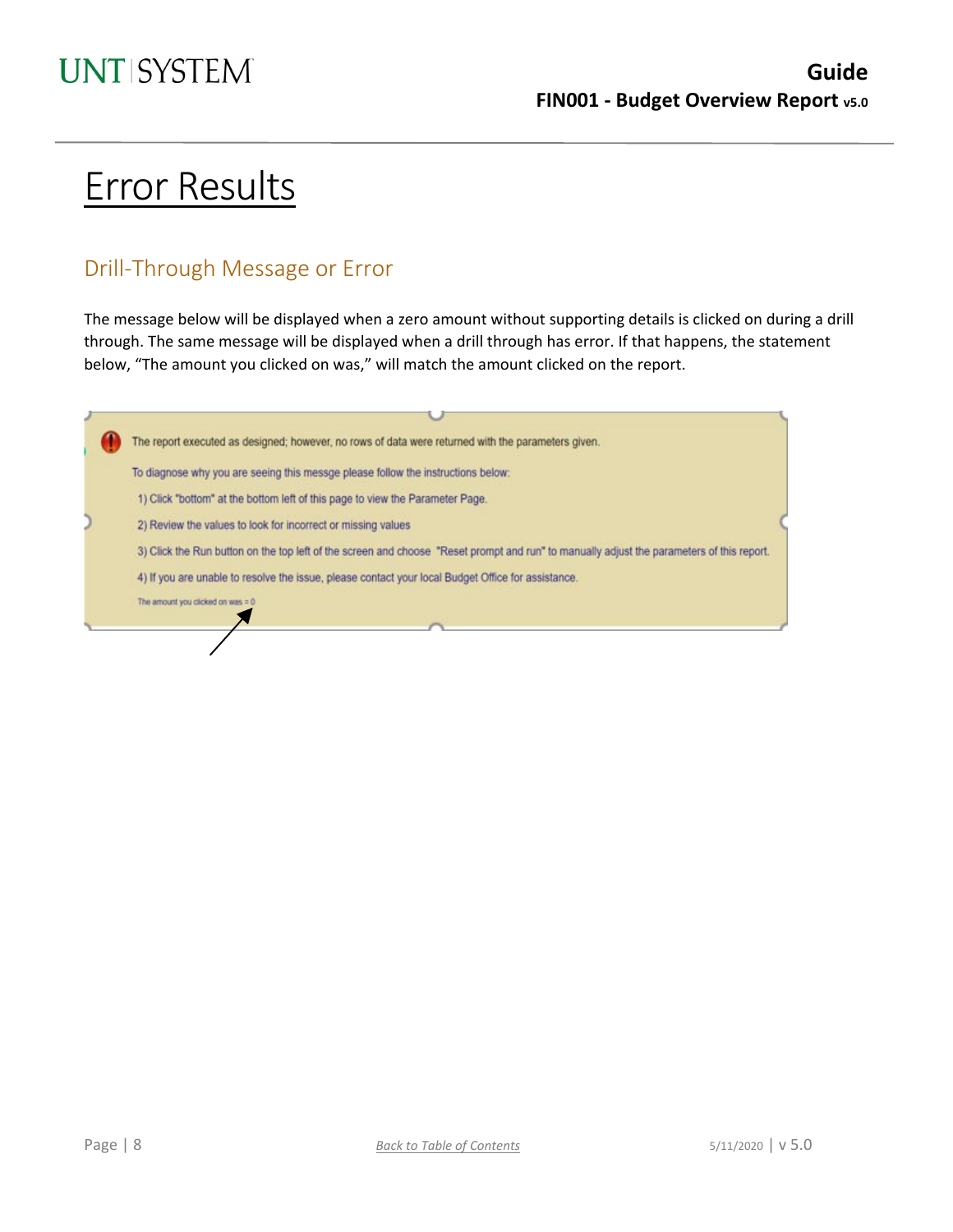# Error Results

## Drill-Through Message or Error

The message below will be displayed when a zero amount without supporting details is clicked on during a drill through. The same message will be displayed when a drill through has error. If that happens, the statement below, "The amount you clicked on was," will match the amount clicked on the report.

The report executed as designed; however, no rows of data were returned with the parameters given.

To diagnose why you are seeing this messge please follow the instructions below:

1) Click "bottom" at the bottom left of this page to view the Parameter Page.

2) Review the values to look for incorrect or missing values

3) Click the Run button on the top left of the screen and choose "Reset prompt and run" to manually adjust the parameters of this report.

4) If you are unable to resolve the issue, please contact your local Budget Office for assistance.

The amount you clicked on was = 0